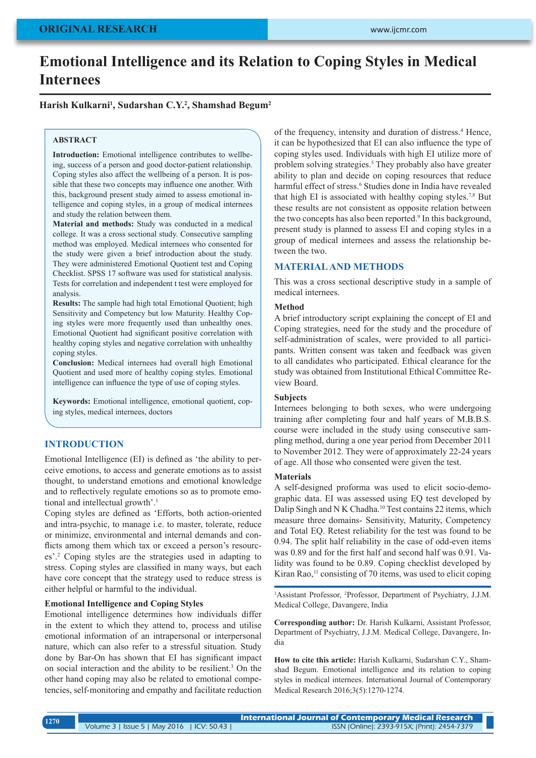ORIGINAL RESEARCH

# Emotional Intelligence and its Relation to Coping Styles in Medical Internees

**Harish Kulkarni[1], Sudarshan C.Y.[2], Shamshad Begum[2]**

## ABSTRACT

**Introduction:** Emotional intelligence contributes to wellbeing, success of a person and good doctor-patient relationship. Coping styles also affect the wellbeing of a person. It is possible that these two concepts may influence one another. With this, background present study aimed to assess emotional intelligence and coping styles, in a group of medical internees and study the relation between them.

**Material and methods:** Study was conducted in a medical college. It was a cross sectional study. Consecutive sampling method was employed. Medical internees who consented for the study were given a brief introduction about the study. They were administered Emotional Quotient test and Coping Checklist. SPSS 17 software was used for statistical analysis. Tests for correlation and independent t test were employed for analysis.

**Results:** The sample had high total Emotional Quotient; high Sensitivity and Competency but low Maturity. Healthy Coping styles were more frequently used than unhealthy ones. Emotional Quotient had significant positive correlation with healthy coping styles and negative correlation with unhealthy coping styles.

**Conclusion:** Medical internees had overall high Emotional Quotient and used more of healthy coping styles. Emotional intelligence can influence the type of use of coping styles.

**Keywords:** Emotional intelligence, emotional quotient, coping styles, medical internees, doctors

## INTRODUCTION

Emotional Intelligence (EI) is defined as 'the ability to perceive emotions, to access and generate emotions as to assist thought, to understand emotions and emotional knowledge and to reflectively regulate emotions so as to promote emotional and intellectual growth'.[1]

Coping styles are defined as 'Efforts, both action-oriented and intra-psychic, to manage i.e. to master, tolerate, reduce or minimize, environmental and internal demands and conflicts among them which tax or exceed a person's resources'.[2] Coping styles are the strategies used in adapting to stress. Coping styles are classified in many ways, but each have core concept that the strategy used to reduce stress is either helpful or harmful to the individual.

### Emotional Intelligence and Coping Styles

Emotional intelligence determines how individuals differ in the extent to which they attend to, process and utilise emotional information of an intrapersonal or interpersonal nature, which can also refer to a stressful situation. Study done by Bar-On has shown that EI has significant impact on social interaction and the ability to be resilient.[3] On the other hand coping may also be related to emotional competencies, self-monitoring and empathy and facilitate reduction of the frequency, intensity and duration of distress.[4] Hence, it can be hypothesized that EI can also influence the type of coping styles used. Individuals with high EI utilize more of problem solving strategies.[5] They probably also have greater ability to plan and decide on coping resources that reduce harmful effect of stress.[6] Studies done in India have revealed that high EI is associated with healthy coping styles.[7,8] But these results are not consistent as opposite relation between the two concepts has also been reported.[9] In this background, present study is planned to assess EI and coping styles in a group of medical internees and assess the relationship between the two.

## MATERIAL AND METHODS

This was a cross sectional descriptive study in a sample of medical internees.

### Method

A brief introductory script explaining the concept of EI and Coping strategies, need for the study and the procedure of self-administration of scales, were provided to all participants. Written consent was taken and feedback was given to all candidates who participated. Ethical clearance for the study was obtained from Institutional Ethical Committee Review Board.

### Subjects

Internees belonging to both sexes, who were undergoing training after completing four and half years of M.B.B.S. course were included in the study using consecutive sampling method, during a one year period from December 2011 to November 2012. They were of approximately 22-24 years of age. All those who consented were given the test.

### Materials

A self-designed proforma was used to elicit socio-demographic data. EI was assessed using EQ test developed by Dalip Singh and N K Chadha.[10] Test contains 22 items, which measure three domains- Sensitivity, Maturity, Competency and Total EQ. Retest reliability for the test was found to be 0.94. The split half reliability in the case of odd-even items was 0.89 and for the first half and second half was 0.91. Validity was found to be 0.89. Coping checklist developed by Kiran Rao,[11] consisting of 70 items, was used to elicit coping

[1]Assistant Professor, [2]Professor, Department of Psychiatry, J.J.M. Medical College, Davangere, India

**Corresponding author:** Dr. Harish Kulkarni, Assistant Professor, Department of Psychiatry, J.J.M. Medical College, Davangere, India

**How to cite this article:** Harish Kulkarni, Sudarshan C.Y., Shamshad Begum. Emotional intelligence and its relation to coping styles in medical internees. International Journal of Contemporary Medical Research 2016;3(5):1270-1274.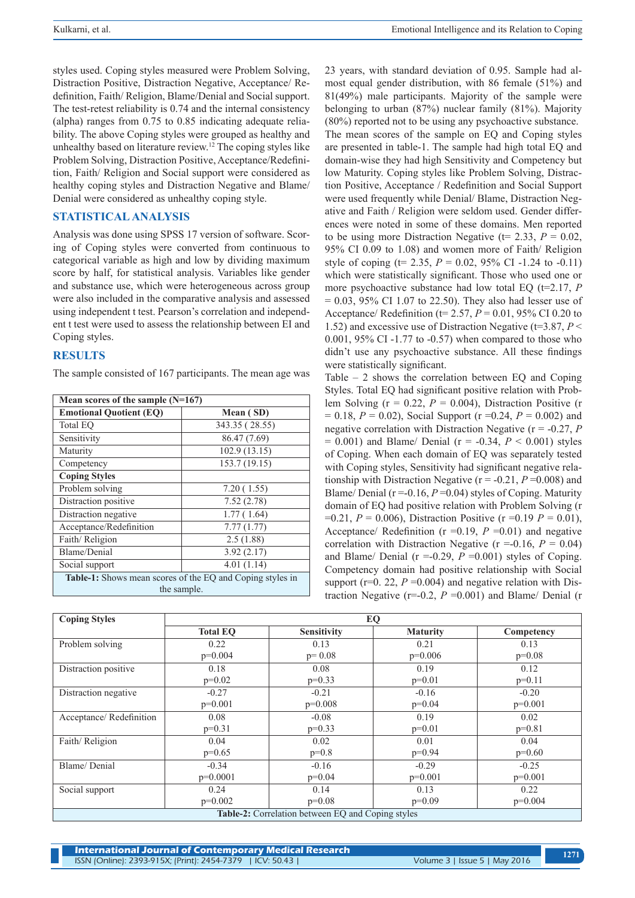styles used. Coping styles measured were Problem Solving, Distraction Positive, Distraction Negative, Acceptance/ Redefinition, Faith/ Religion, Blame/Denial and Social support. The test-retest reliability is 0.74 and the internal consistency (alpha) ranges from 0.75 to 0.85 indicating adequate reliability. The above Coping styles were grouped as healthy and unhealthy based on literature review.[12] The coping styles like Problem Solving, Distraction Positive, Acceptance/Redefinition, Faith/ Religion and Social support were considered as healthy coping styles and Distraction Negative and Blame/ Denial were considered as unhealthy coping style.

## STATISTICAL ANALYSIS

Analysis was done using SPSS 17 version of software. Scoring of Coping styles were converted from continuous to categorical variable as high and low by dividing maximum score by half, for statistical analysis. Variables like gender and substance use, which were heterogeneous across group were also included in the comparative analysis and assessed using independent t test. Pearson's correlation and independent t test were used to assess the relationship between EI and Coping styles.

## RESULTS

The sample consisted of 167 participants. The mean age was 23 years, with standard deviation of 0.95. Sample had almost equal gender distribution, with 86 female (51%) and 81(49%) male participants. Majority of the sample were belonging to urban (87%) nuclear family (81%). Majority (80%) reported not to be using any psychoactive substance.

The mean scores of the sample on EQ and Coping styles are presented in table-1. The sample had high total EQ and domain-wise they had high Sensitivity and Competency but low Maturity. Coping styles like Problem Solving, Distraction Positive, Acceptance / Redefinition and Social Support were used frequently while Denial/ Blame, Distraction Negative and Faith / Religion were seldom used. Gender differences were noted in some of these domains. Men reported to be using more Distraction Negative (t= 2.33, $P$ = 0.02, 95% CI 0.09 to 1.08) and women more of Faith/ Religion style of coping (t= 2.35, $P$ = 0.02, 95% CI -1.24 to -0.11) which were statistically significant. Those who used one or more psychoactive substance had low total EQ (t=2.17, $P$ = 0.03, 95% CI 1.07 to 22.50). They also had lesser use of Acceptance/ Redefinition (t= 2.57, $P$ = 0.01, 95% CI 0.20 to 1.52) and excessive use of Distraction Negative (t=3.87, $P <$ 0.001, 95% CI -1.77 to -0.57) when compared to those who didn't use any psychoactive substance. All these findings were statistically significant.

| Mean scores of the sample (N=167) | |
|---|---|
| **Emotional Quotient (EQ)** | **Mean ( SD)** |
| Total EQ | 343.35 ( 28.55) |
| Sensitivity | 86.47 (7.69) |
| Maturity | 102.9 (13.15) |
| Competency | 153.7 (19.15) |
| **Coping Styles** | |
| Problem solving | 7.20 ( 1.55) |
| Distraction positive | 7.52 (2.78) |
| Distraction negative | 1.77 ( 1.64) |
| Acceptance/Redefinition | 7.77 (1.77) |
| Faith/ Religion | 2.5 (1.88) |
| Blame/Denial | 3.92 (2.17) |
| Social support | 4.01 (1.14) |

**Table-1:** Shows mean scores of the EQ and Coping styles in the sample.

Table – 2 shows the correlation between EQ and Coping Styles. Total EQ had significant positive relation with Problem Solving (r = 0.22, $P$ = 0.004), Distraction Positive (r = 0.18, $P$ = 0.02), Social Support (r =0.24, $P$ = 0.002) and negative correlation with Distraction Negative (r = -0.27, $P$ = 0.001) and Blame/ Denial (r = -0.34, $P$ < 0.001) styles of Coping. When each domain of EQ was separately tested with Coping styles, Sensitivity had significant negative relationship with Distraction Negative (r = -0.21, $P$ =0.008) and Blame/ Denial (r =-0.16, $P$ =0.04) styles of Coping. Maturity domain of EQ had positive relation with Problem Solving (r =0.21, $P$ = 0.006), Distraction Positive (r =0.19 $P$ = 0.01), Acceptance/ Redefinition (r =0.19, $P$ =0.01) and negative correlation with Distraction Negative (r =-0.16, $P$ = 0.04) and Blame/ Denial (r =-0.29, $P$ =0.001) styles of Coping. Competency domain had positive relationship with Social support (r=0. 22, $P$ =0.004) and negative relation with Distraction Negative (r=-0.2, $P$ =0.001) and Blame/ Denial (r

| Coping Styles | EQ | | | |
|---|---|---|---|---|
| | **Total EQ** | **Sensitivity** | **Maturity** | **Competency** |
| Problem solving | 0.22<br>p=0.004 | 0.13<br>p= 0.08 | 0.21<br>p=0.006 | 0.13<br>p=0.08 |
| Distraction positive | 0.18<br>p=0.02 | 0.08<br>p=0.33 | 0.19<br>p=0.01 | 0.12<br>p=0.11 |
| Distraction negative | -0.27<br>p=0.001 | -0.21<br>p=0.008 | -0.16<br>p=0.04 | -0.20<br>p=0.001 |
| Acceptance/ Redefinition | 0.08<br>p=0.31 | -0.08<br>p=0.33 | 0.19<br>p=0.01 | 0.02<br>p=0.81 |
| Faith/ Religion | 0.04<br>p=0.65 | 0.02<br>p=0.8 | 0.01<br>p=0.94 | 0.04<br>p=0.60 |
| Blame/ Denial | -0.34<br>p=0.0001 | -0.16<br>p=0.04 | -0.29<br>p=0.001 | -0.25<br>p=0.001 |
| Social support | 0.24<br>p=0.002 | 0.14<br>p=0.08 | 0.13<br>p=0.09 | 0.22<br>p=0.004 |

**Table-2:** Correlation between EQ and Coping styles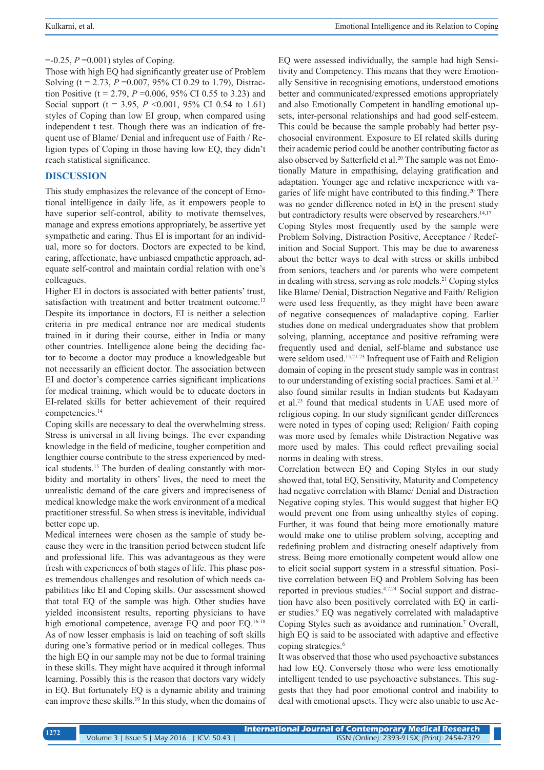=-0.25, $P$ =0.001) styles of Coping.

Those with high EQ had significantly greater use of Problem Solving (t = 2.73, $P$ =0.007, 95% CI 0.29 to 1.79), Distraction Positive (t = 2.79, $P$ =0.006, 95% CI 0.55 to 3.23) and Social support (t = 3.95, $P$ <0.001, 95% CI 0.54 to 1.61) styles of Coping than low EI group, when compared using independent t test. Though there was an indication of frequent use of Blame/ Denial and infrequent use of Faith / Religion types of Coping in those having low EQ, they didn't reach statistical significance.

## DISCUSSION

This study emphasizes the relevance of the concept of Emotional intelligence in daily life, as it empowers people to have superior self-control, ability to motivate themselves, manage and express emotions appropriately, be assertive yet sympathetic and caring. Thus EI is important for an individual, more so for doctors. Doctors are expected to be kind, caring, affectionate, have unbiased empathetic approach, adequate self-control and maintain cordial relation with one's colleagues.

Higher EI in doctors is associated with better patients' trust, satisfaction with treatment and better treatment outcome.[13] Despite its importance in doctors, EI is neither a selection criteria in pre medical entrance nor are medical students trained in it during their course, either in India or many other countries. Intelligence alone being the deciding factor to become a doctor may produce a knowledgeable but not necessarily an efficient doctor. The association between EI and doctor's competence carries significant implications for medical training, which would be to educate doctors in EI-related skills for better achievement of their required competencies.[14]

Coping skills are necessary to deal the overwhelming stress. Stress is universal in all living beings. The ever expanding knowledge in the field of medicine, tougher competition and lengthier course contribute to the stress experienced by medical students.[15] The burden of dealing constantly with morbidity and mortality in others' lives, the need to meet the unrealistic demand of the care givers and impreciseness of medical knowledge make the work environment of a medical practitioner stressful. So when stress is inevitable, individual better cope up.

Medical internees were chosen as the sample of study because they were in the transition period between student life and professional life. This was advantageous as they were fresh with experiences of both stages of life. This phase poses tremendous challenges and resolution of which needs capabilities like EI and Coping skills. Our assessment showed that total EQ of the sample was high. Other studies have yielded inconsistent results, reporting physicians to have high emotional competence, average EQ and poor EQ.[16-18] As of now lesser emphasis is laid on teaching of soft skills during one's formative period or in medical colleges. Thus the high EQ in our sample may not be due to formal training in these skills. They might have acquired it through informal learning. Possibly this is the reason that doctors vary widely in EQ. But fortunately EQ is a dynamic ability and training can improve these skills.[19] In this study, when the domains of EQ were assessed individually, the sample had high Sensitivity and Competency. This means that they were Emotionally Sensitive in recognising emotions, understood emotions better and communicated/expressed emotions appropriately and also Emotionally Competent in handling emotional upsets, inter-personal relationships and had good self-esteem. This could be because the sample probably had better psychosocial environment. Exposure to EI related skills during their academic period could be another contributing factor as also observed by Satterfield et al.[20] The sample was not Emotionally Mature in empathising, delaying gratification and adaptation. Younger age and relative inexperience with vagaries of life might have contributed to this finding.[20] There was no gender difference noted in EQ in the present study but contradictory results were observed by researchers.[14,17]

Coping Styles most frequently used by the sample were Problem Solving, Distraction Positive, Acceptance / Redefinition and Social Support. This may be due to awareness about the better ways to deal with stress or skills imbibed from seniors, teachers and /or parents who were competent in dealing with stress, serving as role models.[21] Coping styles like Blame/ Denial, Distraction Negative and Faith/ Religion were used less frequently, as they might have been aware of negative consequences of maladaptive coping. Earlier studies done on medical undergraduates show that problem solving, planning, acceptance and positive reframing were frequently used and denial, self-blame and substance use were seldom used.[15,21-23] Infrequent use of Faith and Religion domain of coping in the present study sample was in contrast to our understanding of existing social practices. Sami et al.[22] also found similar results in Indian students but Kadayam et al.[23] found that medical students in UAE used more of religious coping. In our study significant gender differences were noted in types of coping used; Religion/ Faith coping was more used by females while Distraction Negative was more used by males. This could reflect prevailing social norms in dealing with stress.

Correlation between EQ and Coping Styles in our study showed that, total EQ, Sensitivity, Maturity and Competency had negative correlation with Blame/ Denial and Distraction Negative coping styles. This would suggest that higher EQ would prevent one from using unhealthy styles of coping. Further, it was found that being more emotionally mature would make one to utilise problem solving, accepting and redefining problem and distracting oneself adaptively from stress. Being more emotionally competent would allow one to elicit social support system in a stressful situation. Positive correlation between EQ and Problem Solving has been reported in previous studies.[4,7,24] Social support and distraction have also been positively correlated with EQ in earlier studies.[9] EQ was negatively correlated with maladaptive Coping Styles such as avoidance and rumination.[7] Overall, high EQ is said to be associated with adaptive and effective coping strategies.[6]

It was observed that those who used psychoactive substances had low EQ. Conversely those who were less emotionally intelligent tended to use psychoactive substances. This suggests that they had poor emotional control and inability to deal with emotional upsets. They were also unable to use Ac-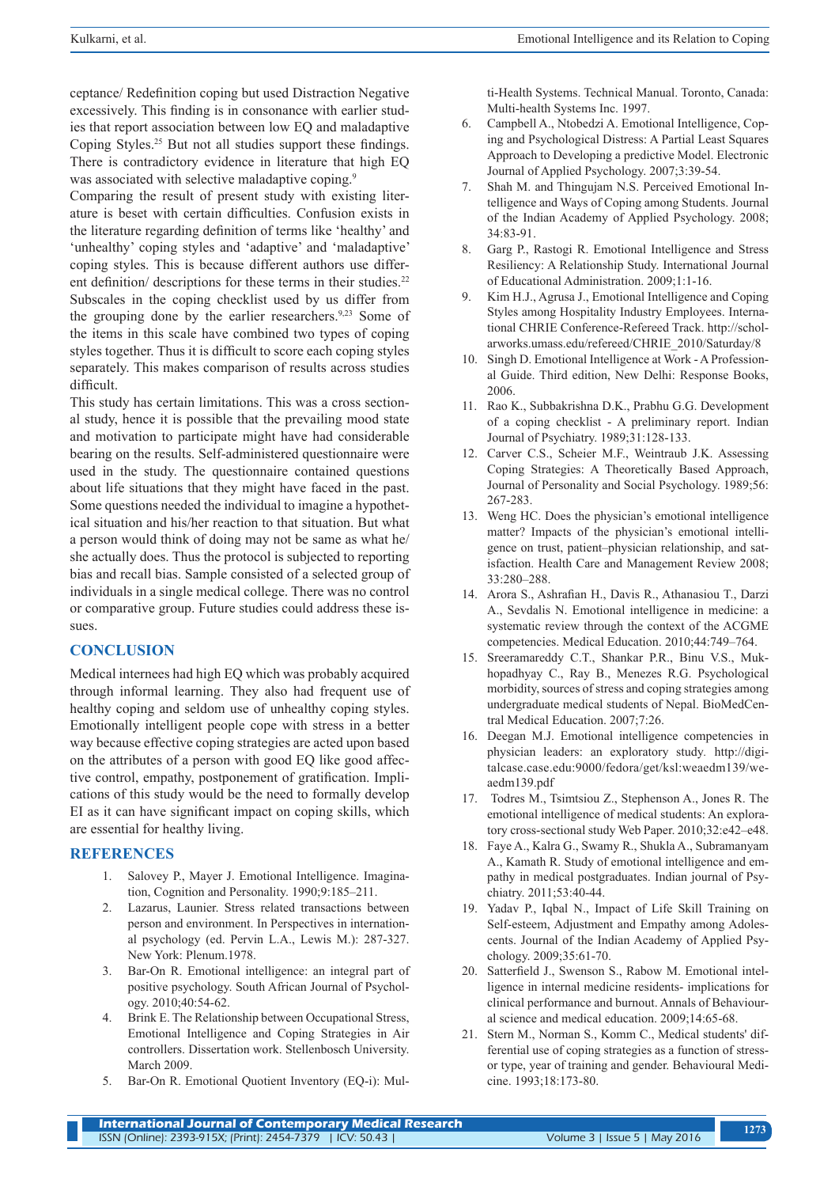ceptance/ Redefinition coping but used Distraction Negative excessively. This finding is in consonance with earlier studies that report association between low EQ and maladaptive Coping Styles.[25] But not all studies support these findings. There is contradictory evidence in literature that high EQ was associated with selective maladaptive coping.[9]

Comparing the result of present study with existing literature is beset with certain difficulties. Confusion exists in the literature regarding definition of terms like 'healthy' and 'unhealthy' coping styles and 'adaptive' and 'maladaptive' coping styles. This is because different authors use different definition/ descriptions for these terms in their studies.[22] Subscales in the coping checklist used by us differ from the grouping done by the earlier researchers.[9,23] Some of the items in this scale have combined two types of coping styles together. Thus it is difficult to score each coping styles separately. This makes comparison of results across studies difficult.

This study has certain limitations. This was a cross sectional study, hence it is possible that the prevailing mood state and motivation to participate might have had considerable bearing on the results. Self-administered questionnaire were used in the study. The questionnaire contained questions about life situations that they might have faced in the past. Some questions needed the individual to imagine a hypothetical situation and his/her reaction to that situation. But what a person would think of doing may not be same as what he/ she actually does. Thus the protocol is subjected to reporting bias and recall bias. Sample consisted of a selected group of individuals in a single medical college. There was no control or comparative group. Future studies could address these issues.

## CONCLUSION

Medical internees had high EQ which was probably acquired through informal learning. They also had frequent use of healthy coping and seldom use of unhealthy coping styles. Emotionally intelligent people cope with stress in a better way because effective coping strategies are acted upon based on the attributes of a person with good EQ like good affective control, empathy, postponement of gratification. Implications of this study would be the need to formally develop EI as it can have significant impact on coping skills, which are essential for healthy living.

## REFERENCES

1. Salovey P., Mayer J. Emotional Intelligence. Imagination, Cognition and Personality. 1990;9:185–211.
2. Lazarus, Launier. Stress related transactions between person and environment. In Perspectives in international psychology (ed. Pervin L.A., Lewis M.): 287-327. New York: Plenum.1978.
3. Bar-On R. Emotional intelligence: an integral part of positive psychology. South African Journal of Psychology. 2010;40:54-62.
4. Brink E. The Relationship between Occupational Stress, Emotional Intelligence and Coping Strategies in Air controllers. Dissertation work. Stellenbosch University. March 2009.
5. Bar-On R. Emotional Quotient Inventory (EQ-i): Multi-Health Systems. Technical Manual. Toronto, Canada: Multi-health Systems Inc. 1997.
6. Campbell A., Ntobedzi A. Emotional Intelligence, Coping and Psychological Distress: A Partial Least Squares Approach to Developing a predictive Model. Electronic Journal of Applied Psychology. 2007;3:39-54.
7. Shah M. and Thingujam N.S. Perceived Emotional Intelligence and Ways of Coping among Students. Journal of the Indian Academy of Applied Psychology. 2008; 34:83-91.
8. Garg P., Rastogi R. Emotional Intelligence and Stress Resiliency: A Relationship Study. International Journal of Educational Administration. 2009;1:1-16.
9. Kim H.J., Agrusa J., Emotional Intelligence and Coping Styles among Hospitality Industry Employees. International CHRIE Conference-Refereed Track. http://scholarworks.umass.edu/refereed/CHRIE_2010/Saturday/8
10. Singh D. Emotional Intelligence at Work - A Professional Guide. Third edition, New Delhi: Response Books, 2006.
11. Rao K., Subbakrishna D.K., Prabhu G.G. Development of a coping checklist - A preliminary report. Indian Journal of Psychiatry. 1989;31:128-133.
12. Carver C.S., Scheier M.F., Weintraub J.K. Assessing Coping Strategies: A Theoretically Based Approach, Journal of Personality and Social Psychology. 1989;56: 267-283.
13. Weng HC. Does the physician's emotional intelligence matter? Impacts of the physician's emotional intelligence on trust, patient–physician relationship, and satisfaction. Health Care and Management Review 2008; 33:280–288.
14. Arora S., Ashrafian H., Davis R., Athanasiou T., Darzi A., Sevdalis N. Emotional intelligence in medicine: a systematic review through the context of the ACGME competencies. Medical Education. 2010;44:749–764.
15. Sreeramareddy C.T., Shankar P.R., Binu V.S., Mukhopadhyay C., Ray B., Menezes R.G. Psychological morbidity, sources of stress and coping strategies among undergraduate medical students of Nepal. BioMedCentral Medical Education. 2007;7:26.
16. Deegan M.J. Emotional intelligence competencies in physician leaders: an exploratory study. http://digitalcase.case.edu:9000/fedora/get/ksl:weaedm139/weaedm139.pdf
17. Todres M., Tsimtsiou Z., Stephenson A., Jones R. The emotional intelligence of medical students: An exploratory cross-sectional study Web Paper. 2010;32:e42–e48.
18. Faye A., Kalra G., Swamy R., Shukla A., Subramanyam A., Kamath R. Study of emotional intelligence and empathy in medical postgraduates. Indian journal of Psychiatry. 2011;53:40-44.
19. Yadav P., Iqbal N., Impact of Life Skill Training on Self-esteem, Adjustment and Empathy among Adolescents. Journal of the Indian Academy of Applied Psychology. 2009;35:61-70.
20. Satterfield J., Swenson S., Rabow M. Emotional intelligence in internal medicine residents- implications for clinical performance and burnout. Annals of Behavioural science and medical education. 2009;14:65-68.
21. Stern M., Norman S., Komm C., Medical students' differential use of coping strategies as a function of stressor type, year of training and gender. Behavioural Medicine. 1993;18:173-80.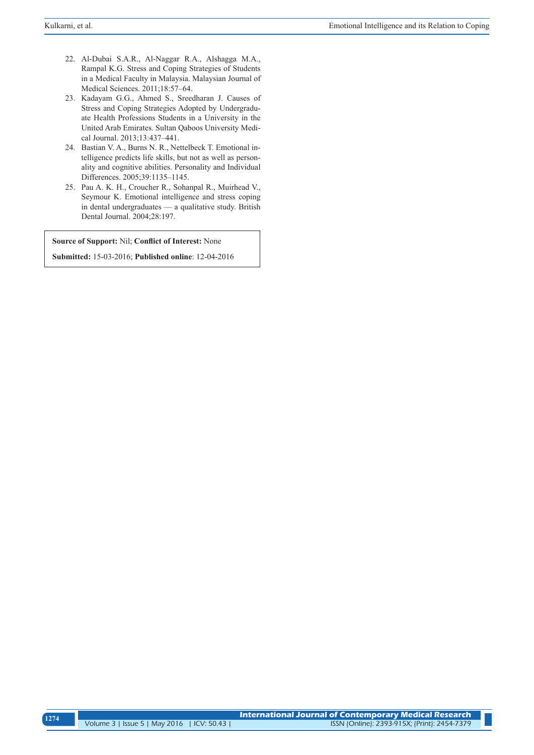22. Al-Dubai S.A.R., Al-Naggar R.A., Alshagga M.A., Rampal K.G. Stress and Coping Strategies of Students in a Medical Faculty in Malaysia. Malaysian Journal of Medical Sciences. 2011;18:57–64.
23. Kadayam G.G., Ahmed S., Sreedharan J. Causes of Stress and Coping Strategies Adopted by Undergraduate Health Professions Students in a University in the United Arab Emirates. Sultan Qaboos University Medical Journal. 2013;13:437–441.
24. Bastian V. A., Burns N. R., Nettelbeck T. Emotional intelligence predicts life skills, but not as well as personality and cognitive abilities. Personality and Individual Differences. 2005;39:1135–1145.
25. Pau A. K. H., Croucher R., Sohanpal R., Muirhead V., Seymour K. Emotional intelligence and stress coping in dental undergraduates — a qualitative study. British Dental Journal. 2004;28:197.

**Source of Support:** Nil; **Conflict of Interest:** None

**Submitted:** 15-03-2016; **Published online**: 12-04-2016